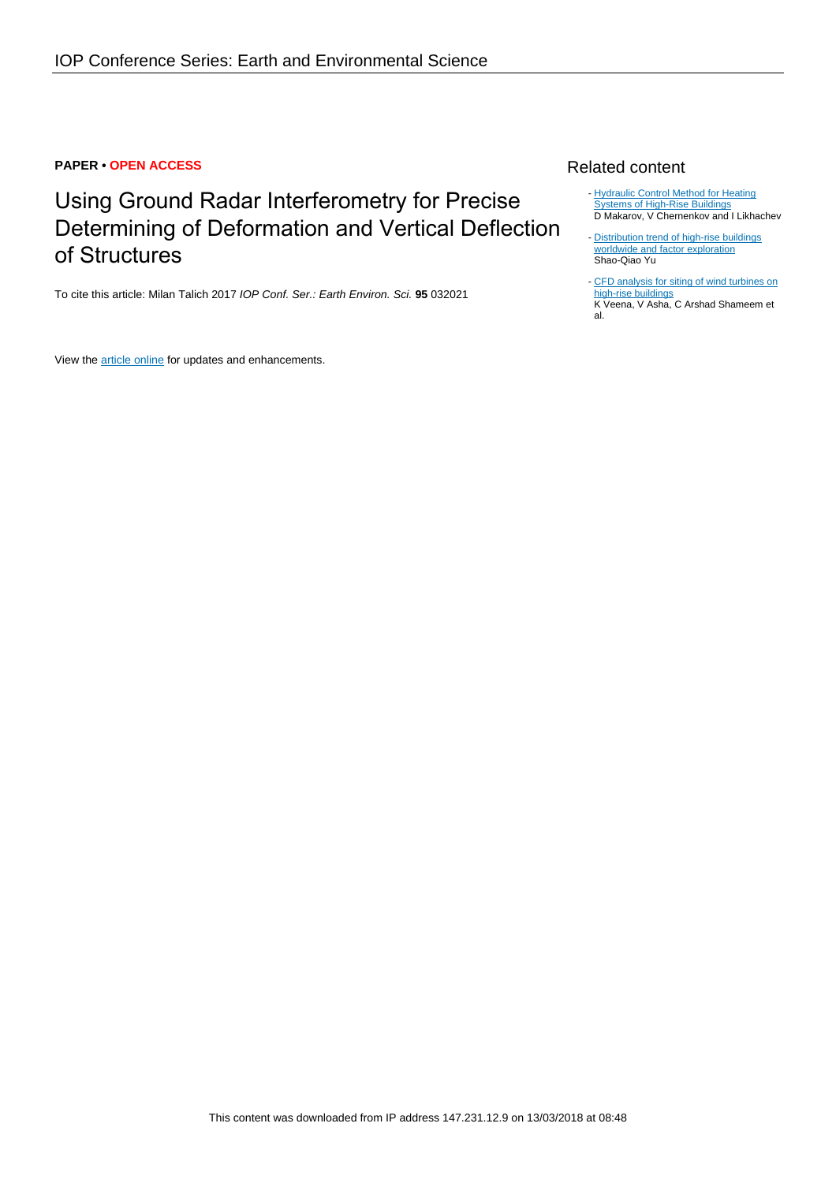**PAPER • OPEN ACCESS**

# Using Ground Radar Interferometry for Precise Determining of Deformation and Vertical Deflection of Structures

To cite this article: Milan Talich 2017 *IOP Conf. Ser.: Earth Environ. Sci.* **95** 032021

View the article online for updates and enhancements.

## Related content

- Hydraulic Control Method for Heating Systems of High-Rise Buildings
  D Makarov, V Chernenkov and I Likhachev
- Distribution trend of high-rise buildings worldwide and factor exploration
  Shao-Qiao Yu
- CFD analysis for siting of wind turbines on high-rise buildings
  K Veena, V Asha, C Arshad Shameem et al.

This content was downloaded from IP address 147.231.12.9 on 13/03/2018 at 08:48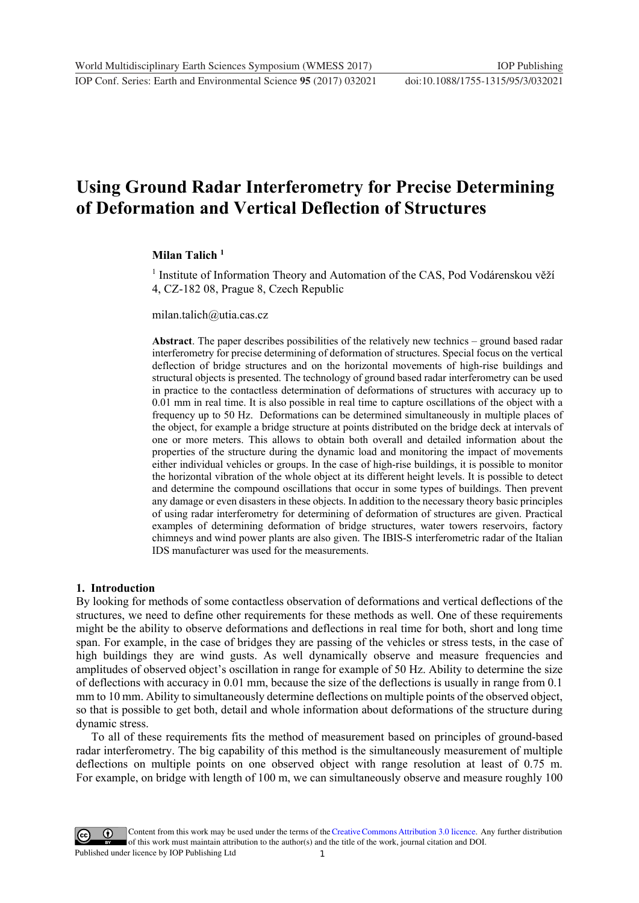# Using Ground Radar Interferometry for Precise Determining of Deformation and Vertical Deflection of Structures

**Milan Talich** [1]

[1] Institute of Information Theory and Automation of the CAS, Pod Vodárenskou věží 4, CZ-182 08, Prague 8, Czech Republic

milan.talich@utia.cas.cz

**Abstract**. The paper describes possibilities of the relatively new technics – ground based radar interferometry for precise determining of deformation of structures. Special focus on the vertical deflection of bridge structures and on the horizontal movements of high-rise buildings and structural objects is presented. The technology of ground based radar interferometry can be used in practice to the contactless determination of deformations of structures with accuracy up to 0.01 mm in real time. It is also possible in real time to capture oscillations of the object with a frequency up to 50 Hz. Deformations can be determined simultaneously in multiple places of the object, for example a bridge structure at points distributed on the bridge deck at intervals of one or more meters. This allows to obtain both overall and detailed information about the properties of the structure during the dynamic load and monitoring the impact of movements either individual vehicles or groups. In the case of high-rise buildings, it is possible to monitor the horizontal vibration of the whole object at its different height levels. It is possible to detect and determine the compound oscillations that occur in some types of buildings. Then prevent any damage or even disasters in these objects. In addition to the necessary theory basic principles of using radar interferometry for determining of deformation of structures are given. Practical examples of determining deformation of bridge structures, water towers reservoirs, factory chimneys and wind power plants are also given. The IBIS-S interferometric radar of the Italian IDS manufacturer was used for the measurements.

## 1. Introduction

By looking for methods of some contactless observation of deformations and vertical deflections of the structures, we need to define other requirements for these methods as well. One of these requirements might be the ability to observe deformations and deflections in real time for both, short and long time span. For example, in the case of bridges they are passing of the vehicles or stress tests, in the case of high buildings they are wind gusts. As well dynamically observe and measure frequencies and amplitudes of observed object's oscillation in range for example of 50 Hz. Ability to determine the size of deflections with accuracy in 0.01 mm, because the size of the deflections is usually in range from 0.1 mm to 10 mm. Ability to simultaneously determine deflections on multiple points of the observed object, so that is possible to get both, detail and whole information about deformations of the structure during dynamic stress.

To all of these requirements fits the method of measurement based on principles of ground-based radar interferometry. The big capability of this method is the simultaneously measurement of multiple deflections on multiple points on one observed object with range resolution at least of 0.75 m. For example, on bridge with length of 100 m, we can simultaneously observe and measure roughly 100

Content from this work may be used under the terms of the Creative Commons Attribution 3.0 licence. Any further distribution of this work must maintain attribution to the author(s) and the title of the work, journal citation and DOI.
Published under licence by IOP Publishing Ltd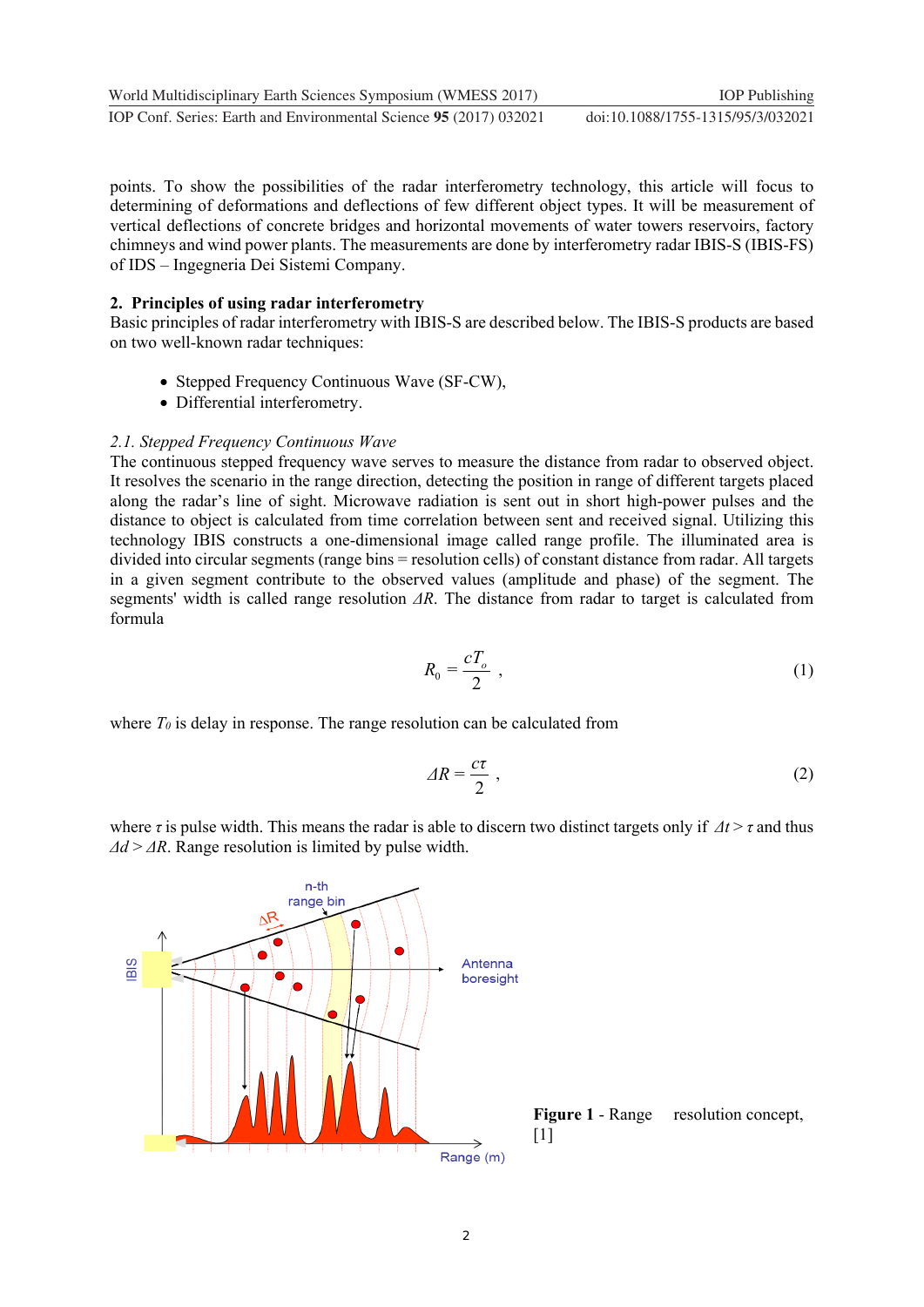points. To show the possibilities of the radar interferometry technology, this article will focus to determining of deformations and deflections of few different object types. It will be measurement of vertical deflections of concrete bridges and horizontal movements of water towers reservoirs, factory chimneys and wind power plants. The measurements are done by interferometry radar IBIS-S (IBIS-FS) of IDS – Ingegneria Dei Sistemi Company.

## 2. Principles of using radar interferometry

Basic principles of radar interferometry with IBIS-S are described below. The IBIS-S products are based on two well-known radar techniques:

- Stepped Frequency Continuous Wave (SF-CW),
- Differential interferometry.

### *2.1. Stepped Frequency Continuous Wave*

The continuous stepped frequency wave serves to measure the distance from radar to observed object. It resolves the scenario in the range direction, detecting the position in range of different targets placed along the radar's line of sight. Microwave radiation is sent out in short high-power pulses and the distance to object is calculated from time correlation between sent and received signal. Utilizing this technology IBIS constructs a one-dimensional image called range profile. The illuminated area is divided into circular segments (range bins = resolution cells) of constant distance from radar. All targets in a given segment contribute to the observed values (amplitude and phase) of the segment. The segments' width is called range resolution $\Delta R$. The distance from radar to target is calculated from formula

$$R_0 = \frac{cT_o}{2} \,, \tag{1}$$

where $T_0$ is delay in response. The range resolution can be calculated from

$$\Delta R = \frac{c\tau}{2} \,, \tag{2}$$

where $\tau$ is pulse width. This means the radar is able to discern two distinct targets only if $\Delta t > \tau$ and thus $\Delta d > \Delta R$. Range resolution is limited by pulse width.

**Figure 1** - Range resolution concept, [1]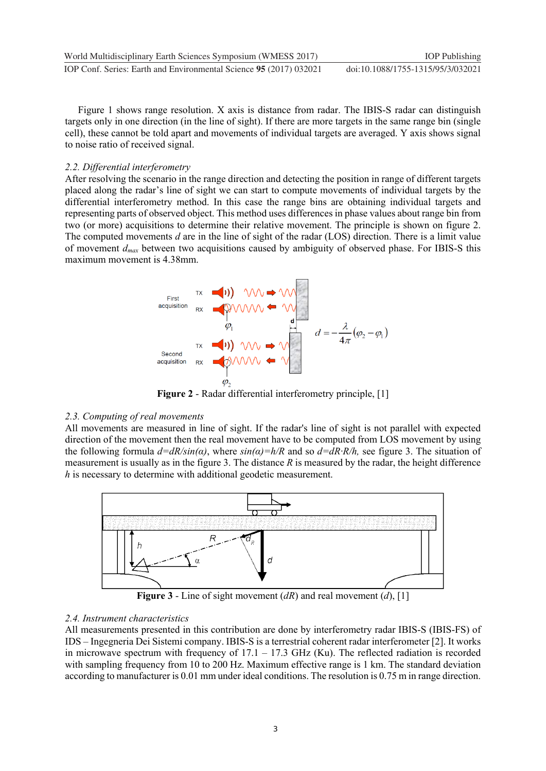Figure 1 shows range resolution. X axis is distance from radar. The IBIS-S radar can distinguish targets only in one direction (in the line of sight). If there are more targets in the same range bin (single cell), these cannot be told apart and movements of individual targets are averaged. Y axis shows signal to noise ratio of received signal.

### *2.2. Differential interferometry*

After resolving the scenario in the range direction and detecting the position in range of different targets placed along the radar's line of sight we can start to compute movements of individual targets by the differential interferometry method. In this case the range bins are obtaining individual targets and representing parts of observed object. This method uses differences in phase values about range bin from two (or more) acquisitions to determine their relative movement. The principle is shown on figure 2. The computed movements $d$ are in the line of sight of the radar (LOS) direction. There is a limit value of movement $d_{max}$ between two acquisitions caused by ambiguity of observed phase. For IBIS-S this maximum movement is 4.38mm.

$$d = -\frac{\lambda}{4\pi}(\varphi_2 - \varphi_1)$$

**Figure 2** - Radar differential interferometry principle, [1]

### *2.3. Computing of real movements*

All movements are measured in line of sight. If the radar's line of sight is not parallel with expected direction of the movement then the real movement have to be computed from LOS movement by using the following formula $d=dR/\sin(\alpha)$, where $\sin(\alpha)=h/R$ and so $d=dR \cdot R/h$, see figure 3. The situation of measurement is usually as in the figure 3. The distance $R$ is measured by the radar, the height difference $h$ is necessary to determine with additional geodetic measurement.

**Figure 3** - Line of sight movement ($dR$) and real movement ($d$), [1]

### *2.4. Instrument characteristics*

All measurements presented in this contribution are done by interferometry radar IBIS-S (IBIS-FS) of IDS – Ingegneria Dei Sistemi company. IBIS-S is a terrestrial coherent radar interferometer [2]. It works in microwave spectrum with frequency of 17.1 – 17.3 GHz (Ku). The reflected radiation is recorded with sampling frequency from 10 to 200 Hz. Maximum effective range is 1 km. The standard deviation according to manufacturer is 0.01 mm under ideal conditions. The resolution is 0.75 m in range direction.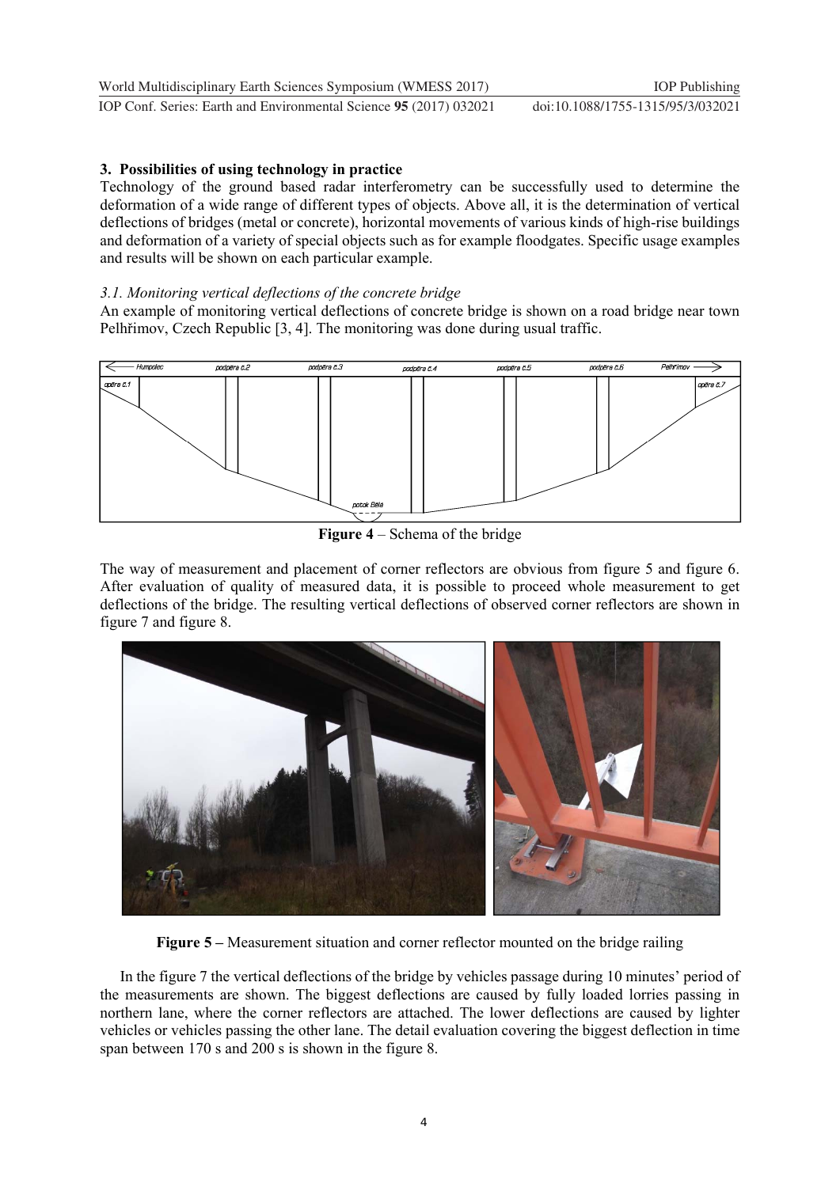## 3. Possibilities of using technology in practice

Technology of the ground based radar interferometry can be successfully used to determine the deformation of a wide range of different types of objects. Above all, it is the determination of vertical deflections of bridges (metal or concrete), horizontal movements of various kinds of high-rise buildings and deformation of a variety of special objects such as for example floodgates. Specific usage examples and results will be shown on each particular example.

### *3.1. Monitoring vertical deflections of the concrete bridge*

An example of monitoring vertical deflections of concrete bridge is shown on a road bridge near town Pelhřimov, Czech Republic [3, 4]. The monitoring was done during usual traffic.

**Figure 4** – Schema of the bridge

The way of measurement and placement of corner reflectors are obvious from figure 5 and figure 6. After evaluation of quality of measured data, it is possible to proceed whole measurement to get deflections of the bridge. The resulting vertical deflections of observed corner reflectors are shown in figure 7 and figure 8.

**Figure 5 –** Measurement situation and corner reflector mounted on the bridge railing

In the figure 7 the vertical deflections of the bridge by vehicles passage during 10 minutes' period of the measurements are shown. The biggest deflections are caused by fully loaded lorries passing in northern lane, where the corner reflectors are attached. The lower deflections are caused by lighter vehicles or vehicles passing the other lane. The detail evaluation covering the biggest deflection in time span between 170 s and 200 s is shown in the figure 8.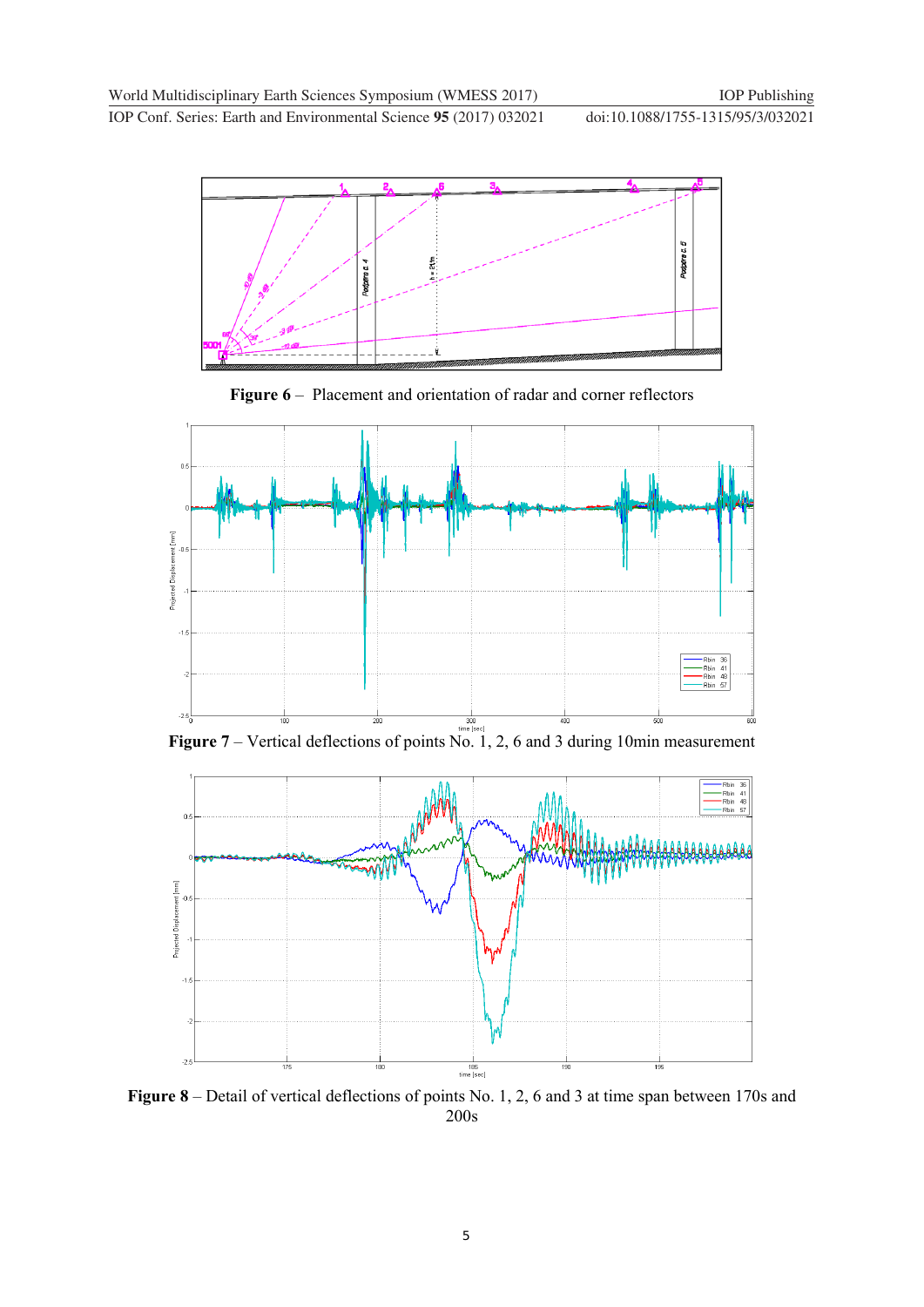**Figure 6** – Placement and orientation of radar and corner reflectors

**Figure 7** – Vertical deflections of points No. 1, 2, 6 and 3 during 10min measurement

**Figure 8** – Detail of vertical deflections of points No. 1, 2, 6 and 3 at time span between 170s and 200s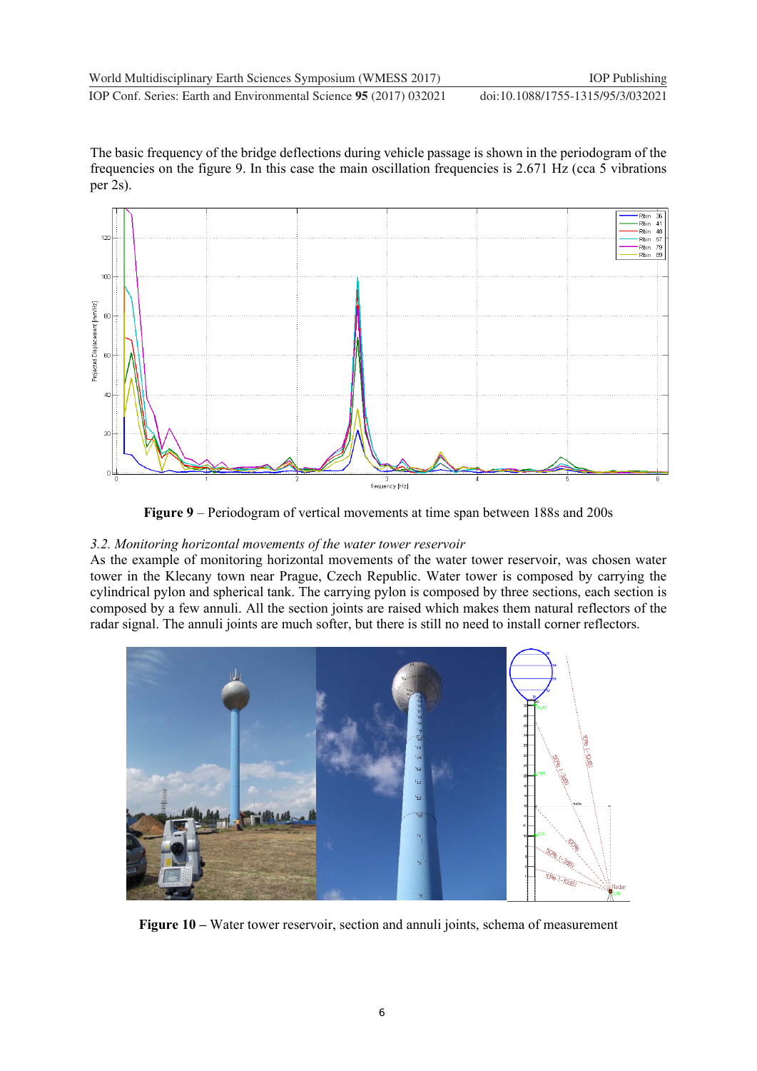The basic frequency of the bridge deflections during vehicle passage is shown in the periodogram of the frequencies on the figure 9. In this case the main oscillation frequencies is 2.671 Hz (cca 5 vibrations per 2s).

**Figure 9** – Periodogram of vertical movements at time span between 188s and 200s

### *3.2. Monitoring horizontal movements of the water tower reservoir*

As the example of monitoring horizontal movements of the water tower reservoir, was chosen water tower in the Klecany town near Prague, Czech Republic. Water tower is composed by carrying the cylindrical pylon and spherical tank. The carrying pylon is composed by three sections, each section is composed by a few annuli. All the section joints are raised which makes them natural reflectors of the radar signal. The annuli joints are much softer, but there is still no need to install corner reflectors.

**Figure 10 –** Water tower reservoir, section and annuli joints, schema of measurement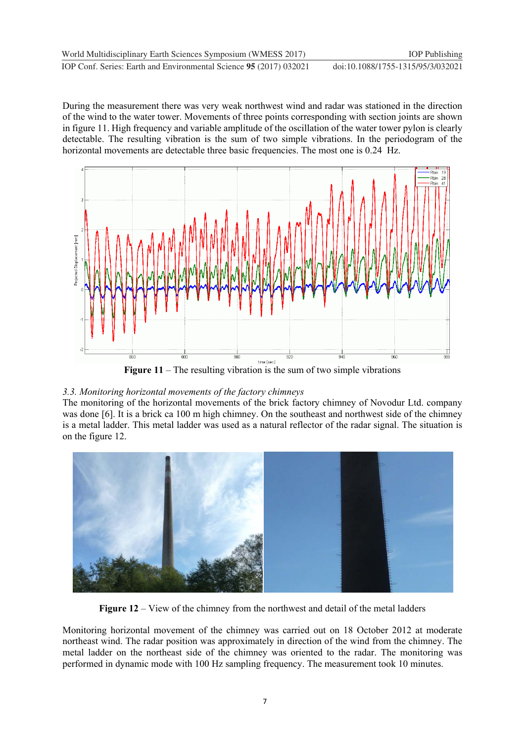During the measurement there was very weak northwest wind and radar was stationed in the direction of the wind to the water tower. Movements of three points corresponding with section joints are shown in figure 11. High frequency and variable amplitude of the oscillation of the water tower pylon is clearly detectable. The resulting vibration is the sum of two simple vibrations. In the periodogram of the horizontal movements are detectable three basic frequencies. The most one is 0.24 Hz.

**Figure 11** – The resulting vibration is the sum of two simple vibrations

### *3.3. Monitoring horizontal movements of the factory chimneys*

The monitoring of the horizontal movements of the brick factory chimney of Novodur Ltd. company was done [6]. It is a brick ca 100 m high chimney. On the southeast and northwest side of the chimney is a metal ladder. This metal ladder was used as a natural reflector of the radar signal. The situation is on the figure 12.

**Figure 12** – View of the chimney from the northwest and detail of the metal ladders

Monitoring horizontal movement of the chimney was carried out on 18 October 2012 at moderate northeast wind. The radar position was approximately in direction of the wind from the chimney. The metal ladder on the northeast side of the chimney was oriented to the radar. The monitoring was performed in dynamic mode with 100 Hz sampling frequency. The measurement took 10 minutes.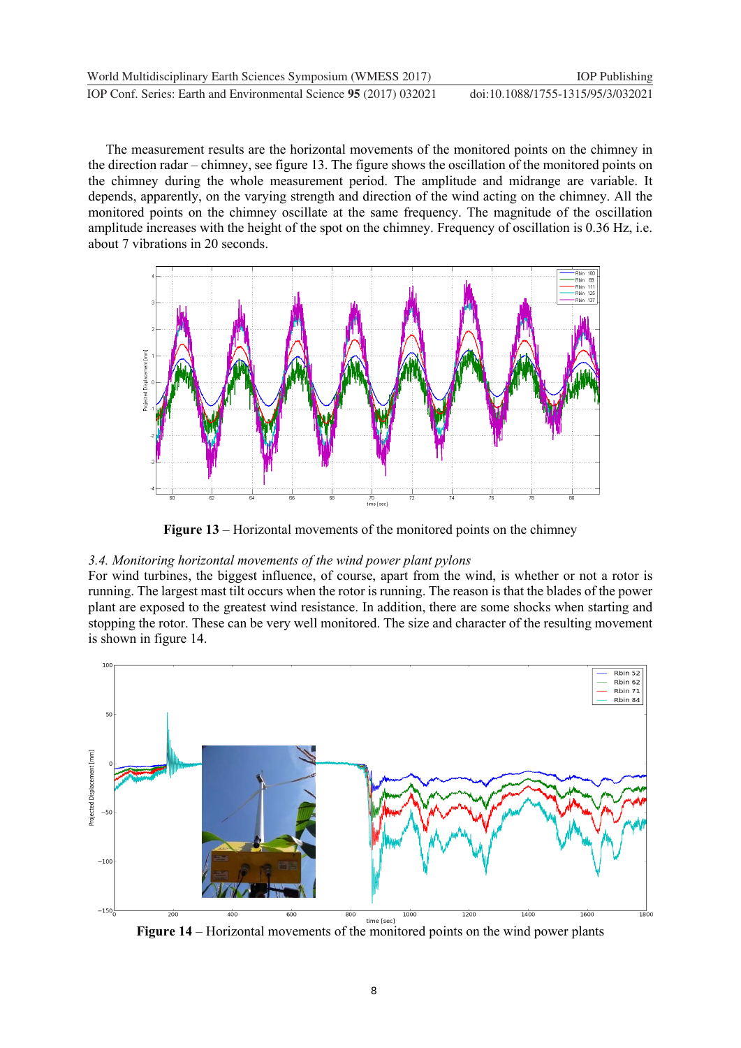The measurement results are the horizontal movements of the monitored points on the chimney in the direction radar – chimney, see figure 13. The figure shows the oscillation of the monitored points on the chimney during the whole measurement period. The amplitude and midrange are variable. It depends, apparently, on the varying strength and direction of the wind acting on the chimney. All the monitored points on the chimney oscillate at the same frequency. The magnitude of the oscillation amplitude increases with the height of the spot on the chimney. Frequency of oscillation is 0.36 Hz, i.e. about 7 vibrations in 20 seconds.

**Figure 13** – Horizontal movements of the monitored points on the chimney

### *3.4. Monitoring horizontal movements of the wind power plant pylons*

For wind turbines, the biggest influence, of course, apart from the wind, is whether or not a rotor is running. The largest mast tilt occurs when the rotor is running. The reason is that the blades of the power plant are exposed to the greatest wind resistance. In addition, there are some shocks when starting and stopping the rotor. These can be very well monitored. The size and character of the resulting movement is shown in figure 14.

**Figure 14** – Horizontal movements of the monitored points on the wind power plants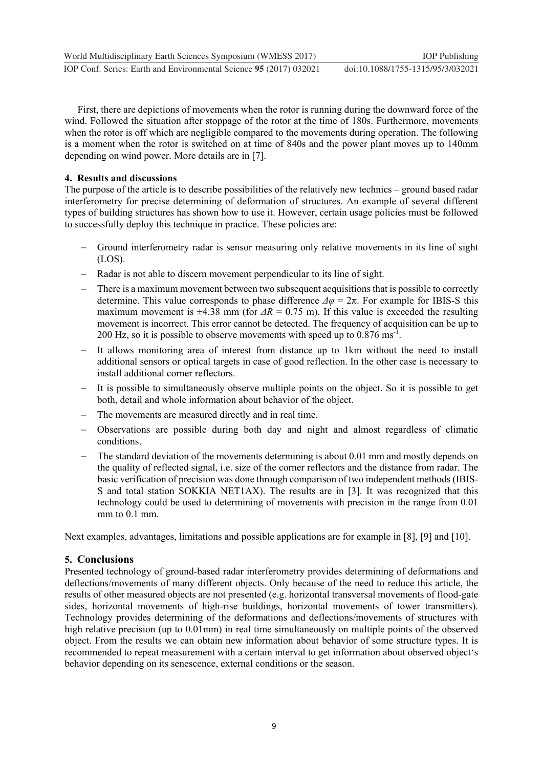First, there are depictions of movements when the rotor is running during the downward force of the wind. Followed the situation after stoppage of the rotor at the time of 180s. Furthermore, movements when the rotor is off which are negligible compared to the movements during operation. The following is a moment when the rotor is switched on at time of 840s and the power plant moves up to 140mm depending on wind power. More details are in [7].

## 4. Results and discussions

The purpose of the article is to describe possibilities of the relatively new technics – ground based radar interferometry for precise determining of deformation of structures. An example of several different types of building structures has shown how to use it. However, certain usage policies must be followed to successfully deploy this technique in practice. These policies are:

- Ground interferometry radar is sensor measuring only relative movements in its line of sight (LOS).
- Radar is not able to discern movement perpendicular to its line of sight.
- There is a maximum movement between two subsequent acquisitions that is possible to correctly determine. This value corresponds to phase difference $\Delta\varphi = 2\pi$. For example for IBIS-S this maximum movement is ±4.38 mm (for $\Delta R = 0.75$ m). If this value is exceeded the resulting movement is incorrect. This error cannot be detected. The frequency of acquisition can be up to 200 Hz, so it is possible to observe movements with speed up to 0.876 $ms^{-1}$.
- It allows monitoring area of interest from distance up to 1km without the need to install additional sensors or optical targets in case of good reflection. In the other case is necessary to install additional corner reflectors.
- It is possible to simultaneously observe multiple points on the object. So it is possible to get both, detail and whole information about behavior of the object.
- The movements are measured directly and in real time.
- Observations are possible during both day and night and almost regardless of climatic conditions.
- The standard deviation of the movements determining is about 0.01 mm and mostly depends on the quality of reflected signal, i.e. size of the corner reflectors and the distance from radar. The basic verification of precision was done through comparison of two independent methods (IBIS-S and total station SOKKIA NET1AX). The results are in [3]. It was recognized that this technology could be used to determining of movements with precision in the range from 0.01 mm to 0.1 mm.

Next examples, advantages, limitations and possible applications are for example in [8], [9] and [10].

## 5. Conclusions

Presented technology of ground-based radar interferometry provides determining of deformations and deflections/movements of many different objects. Only because of the need to reduce this article, the results of other measured objects are not presented (e.g. horizontal transversal movements of flood-gate sides, horizontal movements of high-rise buildings, horizontal movements of tower transmitters). Technology provides determining of the deformations and deflections/movements of structures with high relative precision (up to 0.01mm) in real time simultaneously on multiple points of the observed object. From the results we can obtain new information about behavior of some structure types. It is recommended to repeat measurement with a certain interval to get information about observed object's behavior depending on its senescence, external conditions or the season.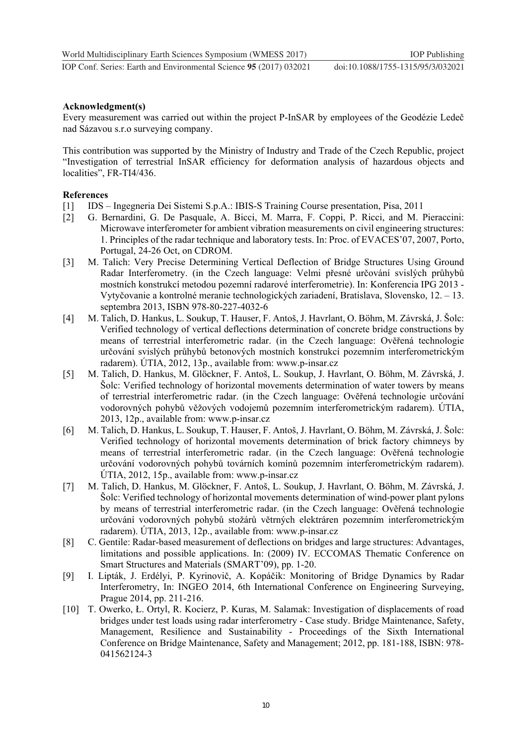## Acknowledgment(s)

Every measurement was carried out within the project P-InSAR by employees of the Geodézie Ledeč nad Sázavou s.r.o surveying company.

This contribution was supported by the Ministry of Industry and Trade of the Czech Republic, project "Investigation of terrestrial InSAR efficiency for deformation analysis of hazardous objects and localities", FR-TI4/436.

## References

[1] IDS – Ingegneria Dei Sistemi S.p.A.: IBIS-S Training Course presentation, Pisa, 2011

[2] G. Bernardini, G. De Pasquale, A. Bicci, M. Marra, F. Coppi, P. Ricci, and M. Pieraccini: Microwave interferometer for ambient vibration measurements on civil engineering structures: 1. Principles of the radar technique and laboratory tests. In: Proc. of EVACES'07, 2007, Porto, Portugal, 24-26 Oct, on CDROM.

[3] M. Talich: Very Precise Determining Vertical Deflection of Bridge Structures Using Ground Radar Interferometry. (in the Czech language: Velmi přesné určování svislých průhybů mostních konstrukcí metodou pozemní radarové interferometrie). In: Konferencia IPG 2013 - Vytyčovanie a kontrolné meranie technologických zariadení, Bratislava, Slovensko, 12. – 13. septembra 2013, ISBN 978-80-227-4032-6

[4] M. Talich, D. Hankus, L. Soukup, T. Hauser, F. Antoš, J. Havrlant, O. Böhm, M. Závrská, J. Šolc: Verified technology of vertical deflections determination of concrete bridge constructions by means of terrestrial interferometric radar. (in the Czech language: Ověřená technologie určování svislých průhybů betonových mostních konstrukcí pozemním interferometrickým radarem). ÚTIA, 2012, 13p., available from: www.p-insar.cz

[5] M. Talich, D. Hankus, M. Glöckner, F. Antoš, L. Soukup, J. Havrlant, O. Böhm, M. Závrská, J. Šolc: Verified technology of horizontal movements determination of water towers by means of terrestrial interferometric radar. (in the Czech language: Ověřená technologie určování vodorovných pohybů věžových vodojemů pozemním interferometrickým radarem). ÚTIA, 2013, 12p., available from: www.p-insar.cz

[6] M. Talich, D. Hankus, L. Soukup, T. Hauser, F. Antoš, J. Havrlant, O. Böhm, M. Závrská, J. Šolc: Verified technology of horizontal movements determination of brick factory chimneys by means of terrestrial interferometric radar. (in the Czech language: Ověřená technologie určování vodorovných pohybů továrních komínů pozemním interferometrickým radarem). ÚTIA, 2012, 15p., available from: www.p-insar.cz

[7] M. Talich, D. Hankus, M. Glöckner, F. Antoš, L. Soukup, J. Havrlant, O. Böhm, M. Závrská, J. Šolc: Verified technology of horizontal movements determination of wind-power plant pylons by means of terrestrial interferometric radar. (in the Czech language: Ověřená technologie určování vodorovných pohybů stožárů větrných elektráren pozemním interferometrickým radarem). ÚTIA, 2013, 12p., available from: www.p-insar.cz

[8] C. Gentile: Radar-based measurement of deflections on bridges and large structures: Advantages, limitations and possible applications. In: (2009) IV. ECCOMAS Thematic Conference on Smart Structures and Materials (SMART'09), pp. 1-20.

[9] I. Lipták, J. Erdélyi, P. Kyrinovič, A. Kopáčik: Monitoring of Bridge Dynamics by Radar Interferometry, In: INGEO 2014, 6th International Conference on Engineering Surveying, Prague 2014, pp. 211-216.

[10] T. Owerko, Ł. Ortyl, R. Kocierz, P. Kuras, M. Salamak: Investigation of displacements of road bridges under test loads using radar interferometry - Case study. Bridge Maintenance, Safety, Management, Resilience and Sustainability - Proceedings of the Sixth International Conference on Bridge Maintenance, Safety and Management; 2012, pp. 181-188, ISBN: 978-041562124-3